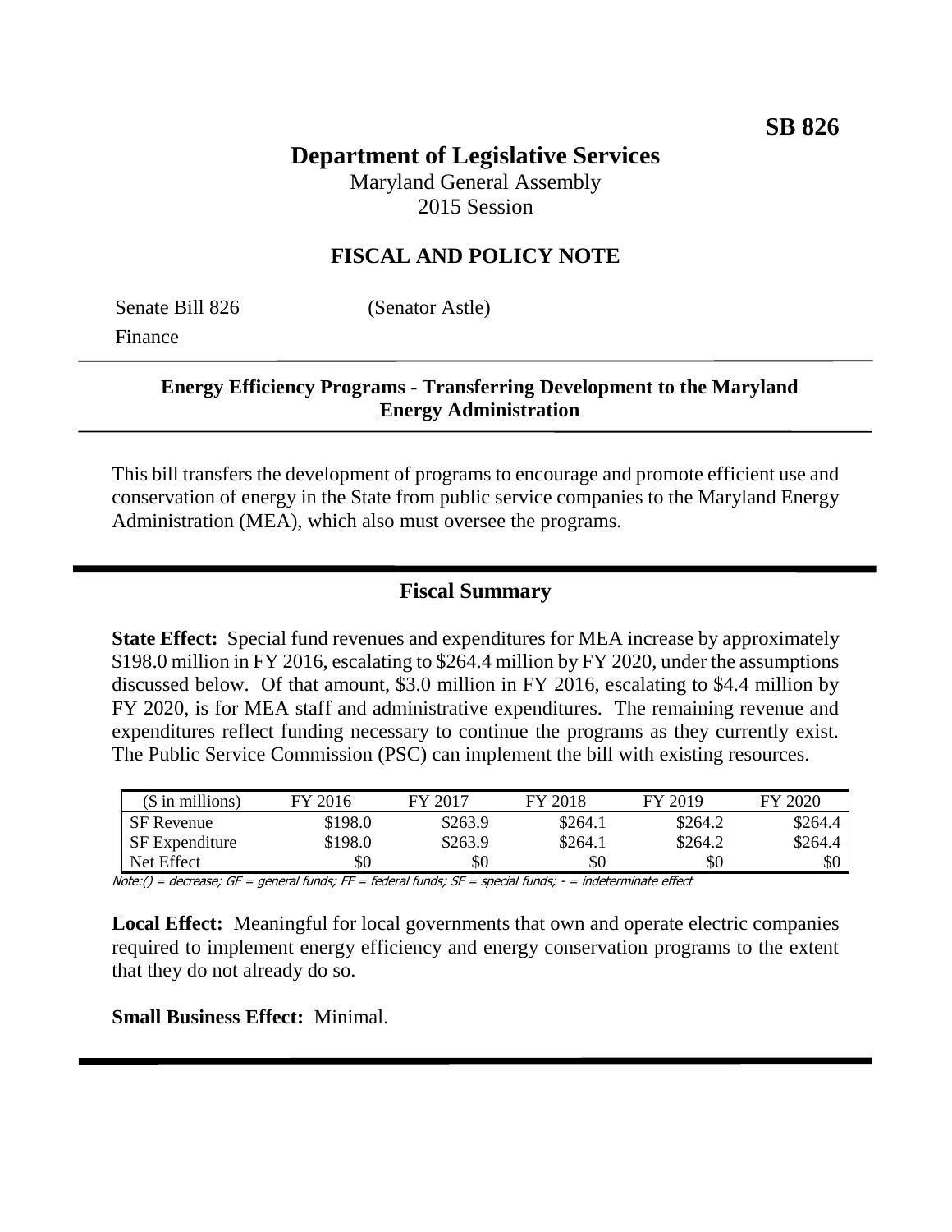**SB 826**

# Department of Legislative Services

Maryland General Assembly
2015 Session

## FISCAL AND POLICY NOTE

Senate Bill 826 (Senator Astle)
Finance

### Energy Efficiency Programs - Transferring Development to the Maryland Energy Administration

This bill transfers the development of programs to encourage and promote efficient use and conservation of energy in the State from public service companies to the Maryland Energy Administration (MEA), which also must oversee the programs.

## Fiscal Summary

**State Effect:** Special fund revenues and expenditures for MEA increase by approximately \$198.0 million in FY 2016, escalating to \$264.4 million by FY 2020, under the assumptions discussed below. Of that amount, \$3.0 million in FY 2016, escalating to \$4.4 million by FY 2020, is for MEA staff and administrative expenditures. The remaining revenue and expenditures reflect funding necessary to continue the programs as they currently exist. The Public Service Commission (PSC) can implement the bill with existing resources.

| (\$ in millions) | FY 2016 | FY 2017 | FY 2018 | FY 2019 | FY 2020 |
|---|---|---|---|---|---|
| SF Revenue | \$198.0 | \$263.9 | \$264.1 | \$264.2 | \$264.4 |
| SF Expenditure | \$198.0 | \$263.9 | \$264.1 | \$264.2 | \$264.4 |
| Net Effect | \$0 | \$0 | \$0 | \$0 | \$0 |

Note:() = decrease; GF = general funds; FF = federal funds; SF = special funds; - = indeterminate effect

**Local Effect:** Meaningful for local governments that own and operate electric companies required to implement energy efficiency and energy conservation programs to the extent that they do not already do so.

**Small Business Effect:** Minimal.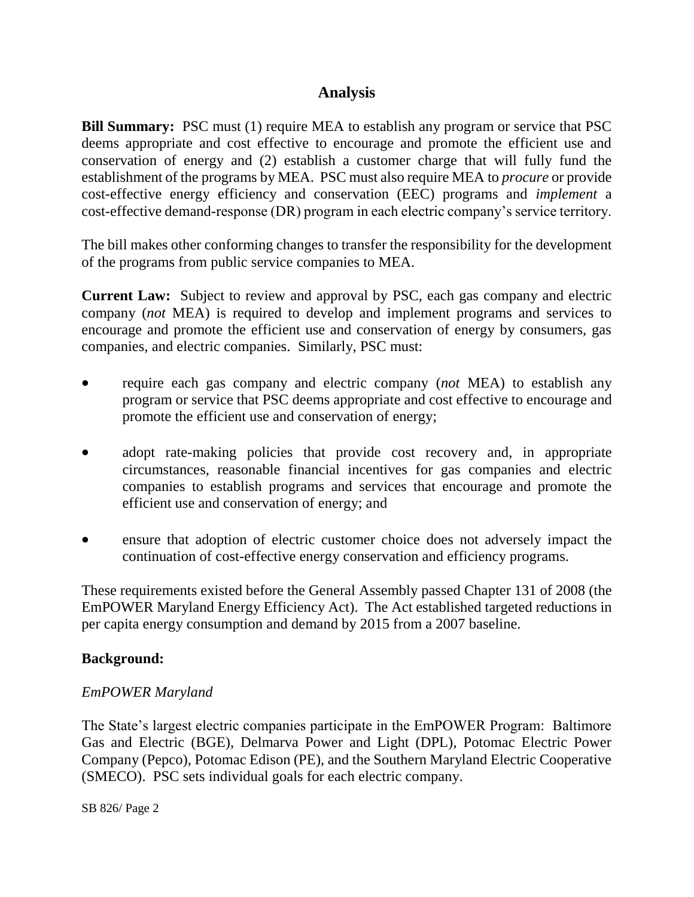## Analysis

**Bill Summary:** PSC must (1) require MEA to establish any program or service that PSC deems appropriate and cost effective to encourage and promote the efficient use and conservation of energy and (2) establish a customer charge that will fully fund the establishment of the programs by MEA. PSC must also require MEA to *procure* or provide cost-effective energy efficiency and conservation (EEC) programs and *implement* a cost-effective demand-response (DR) program in each electric company's service territory.

The bill makes other conforming changes to transfer the responsibility for the development of the programs from public service companies to MEA.

**Current Law:** Subject to review and approval by PSC, each gas company and electric company (*not* MEA) is required to develop and implement programs and services to encourage and promote the efficient use and conservation of energy by consumers, gas companies, and electric companies. Similarly, PSC must:

- require each gas company and electric company (*not* MEA) to establish any program or service that PSC deems appropriate and cost effective to encourage and promote the efficient use and conservation of energy;
- adopt rate-making policies that provide cost recovery and, in appropriate circumstances, reasonable financial incentives for gas companies and electric companies to establish programs and services that encourage and promote the efficient use and conservation of energy; and
- ensure that adoption of electric customer choice does not adversely impact the continuation of cost-effective energy conservation and efficiency programs.

These requirements existed before the General Assembly passed Chapter 131 of 2008 (the EmPOWER Maryland Energy Efficiency Act). The Act established targeted reductions in per capita energy consumption and demand by 2015 from a 2007 baseline.

**Background:**

*EmPOWER Maryland*

The State's largest electric companies participate in the EmPOWER Program: Baltimore Gas and Electric (BGE), Delmarva Power and Light (DPL), Potomac Electric Power Company (Pepco), Potomac Edison (PE), and the Southern Maryland Electric Cooperative (SMECO). PSC sets individual goals for each electric company.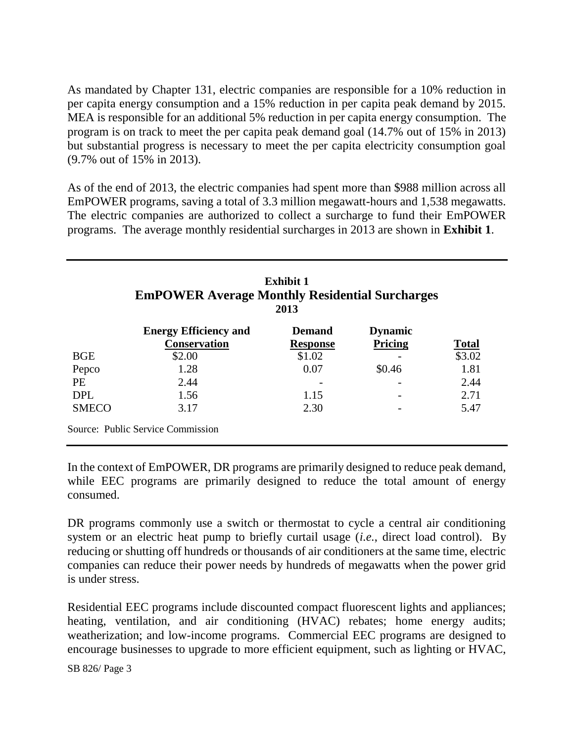As mandated by Chapter 131, electric companies are responsible for a 10% reduction in per capita energy consumption and a 15% reduction in per capita peak demand by 2015. MEA is responsible for an additional 5% reduction in per capita energy consumption. The program is on track to meet the per capita peak demand goal (14.7% out of 15% in 2013) but substantial progress is necessary to meet the per capita electricity consumption goal (9.7% out of 15% in 2013).

As of the end of 2013, the electric companies had spent more than $988 million across all EmPOWER programs, saving a total of 3.3 million megawatt-hours and 1,538 megawatts. The electric companies are authorized to collect a surcharge to fund their EmPOWER programs. The average monthly residential surcharges in 2013 are shown in **Exhibit 1**.

**Exhibit 1**
**EmPOWER Average Monthly Residential Surcharges**
**2013**

| | Energy Efficiency and Conservation | Demand Response | Dynamic Pricing | Total |
|---|---|---|---|---|
| BGE | $2.00 | $1.02 | - | $3.02 |
| Pepco | 1.28 | 0.07 | $0.46 | 1.81 |
| PE | 2.44 | - | - | 2.44 |
| DPL | 1.56 | 1.15 | - | 2.71 |
| SMECO | 3.17 | 2.30 | - | 5.47 |

Source: Public Service Commission

In the context of EmPOWER, DR programs are primarily designed to reduce peak demand, while EEC programs are primarily designed to reduce the total amount of energy consumed.

DR programs commonly use a switch or thermostat to cycle a central air conditioning system or an electric heat pump to briefly curtail usage (*i.e.*, direct load control). By reducing or shutting off hundreds or thousands of air conditioners at the same time, electric companies can reduce their power needs by hundreds of megawatts when the power grid is under stress.

Residential EEC programs include discounted compact fluorescent lights and appliances; heating, ventilation, and air conditioning (HVAC) rebates; home energy audits; weatherization; and low-income programs. Commercial EEC programs are designed to encourage businesses to upgrade to more efficient equipment, such as lighting or HVAC,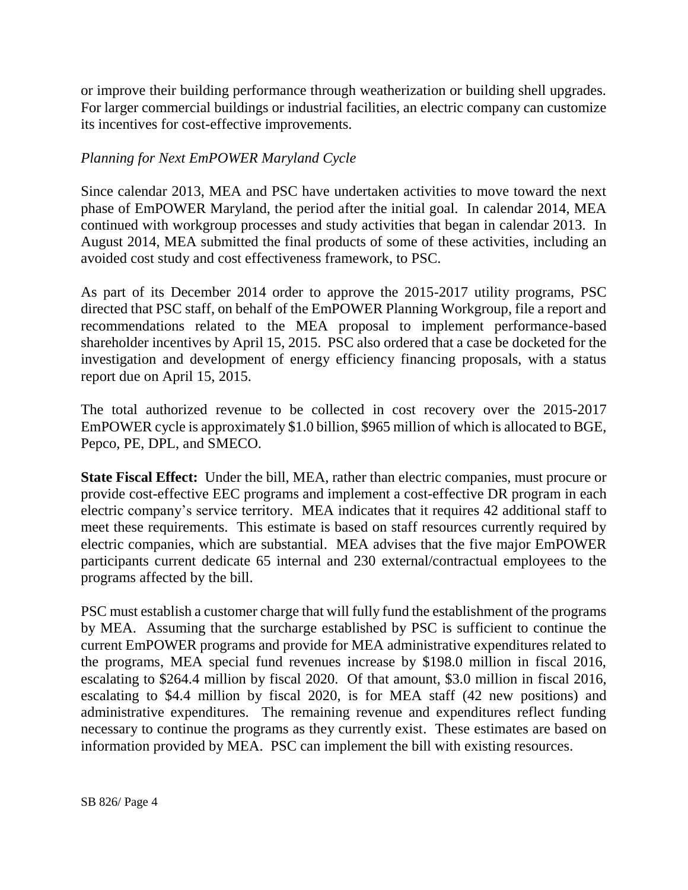or improve their building performance through weatherization or building shell upgrades. For larger commercial buildings or industrial facilities, an electric company can customize its incentives for cost-effective improvements.

*Planning for Next EmPOWER Maryland Cycle*

Since calendar 2013, MEA and PSC have undertaken activities to move toward the next phase of EmPOWER Maryland, the period after the initial goal. In calendar 2014, MEA continued with workgroup processes and study activities that began in calendar 2013. In August 2014, MEA submitted the final products of some of these activities, including an avoided cost study and cost effectiveness framework, to PSC.

As part of its December 2014 order to approve the 2015-2017 utility programs, PSC directed that PSC staff, on behalf of the EmPOWER Planning Workgroup, file a report and recommendations related to the MEA proposal to implement performance-based shareholder incentives by April 15, 2015. PSC also ordered that a case be docketed for the investigation and development of energy efficiency financing proposals, with a status report due on April 15, 2015.

The total authorized revenue to be collected in cost recovery over the 2015-2017 EmPOWER cycle is approximately $1.0 billion, $965 million of which is allocated to BGE, Pepco, PE, DPL, and SMECO.

**State Fiscal Effect:** Under the bill, MEA, rather than electric companies, must procure or provide cost-effective EEC programs and implement a cost-effective DR program in each electric company's service territory. MEA indicates that it requires 42 additional staff to meet these requirements. This estimate is based on staff resources currently required by electric companies, which are substantial. MEA advises that the five major EmPOWER participants current dedicate 65 internal and 230 external/contractual employees to the programs affected by the bill.

PSC must establish a customer charge that will fully fund the establishment of the programs by MEA. Assuming that the surcharge established by PSC is sufficient to continue the current EmPOWER programs and provide for MEA administrative expenditures related to the programs, MEA special fund revenues increase by $198.0 million in fiscal 2016, escalating to $264.4 million by fiscal 2020. Of that amount, $3.0 million in fiscal 2016, escalating to $4.4 million by fiscal 2020, is for MEA staff (42 new positions) and administrative expenditures. The remaining revenue and expenditures reflect funding necessary to continue the programs as they currently exist. These estimates are based on information provided by MEA. PSC can implement the bill with existing resources.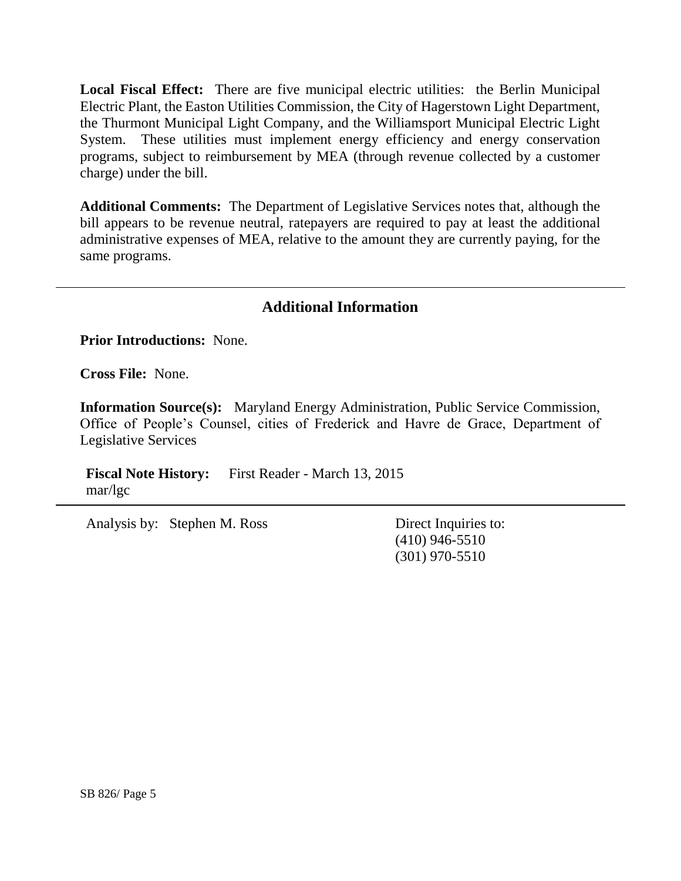**Local Fiscal Effect:** There are five municipal electric utilities: the Berlin Municipal Electric Plant, the Easton Utilities Commission, the City of Hagerstown Light Department, the Thurmont Municipal Light Company, and the Williamsport Municipal Electric Light System. These utilities must implement energy efficiency and energy conservation programs, subject to reimbursement by MEA (through revenue collected by a customer charge) under the bill.

**Additional Comments:** The Department of Legislative Services notes that, although the bill appears to be revenue neutral, ratepayers are required to pay at least the additional administrative expenses of MEA, relative to the amount they are currently paying, for the same programs.

---

## Additional Information

**Prior Introductions:** None.

**Cross File:** None.

**Information Source(s):** Maryland Energy Administration, Public Service Commission, Office of People's Counsel, cities of Frederick and Havre de Grace, Department of Legislative Services

**Fiscal Note History:** First Reader - March 13, 2015
mar/lgc

---

Analysis by: Stephen M. Ross

Direct Inquiries to:
(410) 946-5510
(301) 970-5510